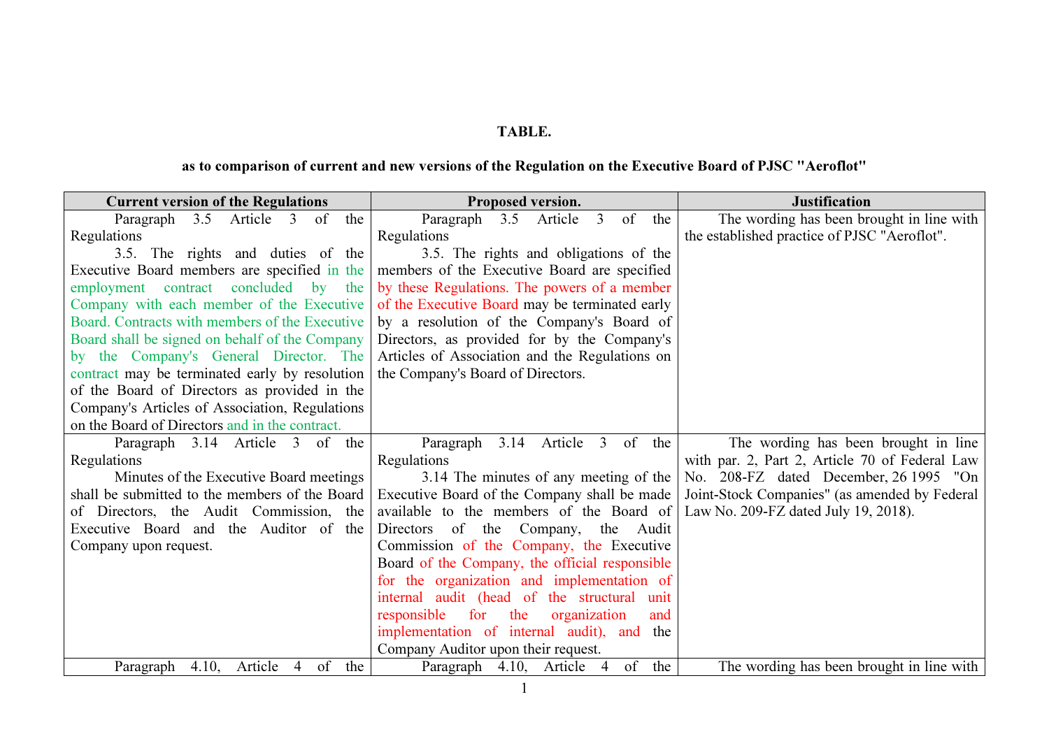**TABLE.**

**as to comparison of current and new versions of the Regulation on the Executive Board of PJSC "Aeroflot"**

| Current version of the Regulations | Proposed version. | Justification |
|---|---|---|
| Paragraph 3.5 Article 3 of the Regulations<br>3.5. The rights and duties of the Executive Board members are specified in the employment contract concluded by the Company with each member of the Executive Board. Contracts with members of the Executive Board shall be signed on behalf of the Company by the Company's General Director. The contract may be terminated early by resolution of the Board of Directors as provided in the Company's Articles of Association, Regulations on the Board of Directors and in the contract. | Paragraph 3.5 Article 3 of the Regulations<br>3.5. The rights and obligations of the members of the Executive Board are specified by these Regulations. The powers of a member of the Executive Board may be terminated early by a resolution of the Company's Board of Directors, as provided for by the Company's Articles of Association and the Regulations on the Company's Board of Directors. | The wording has been brought in line with the established practice of PJSC "Aeroflot". |
| Paragraph 3.14 Article 3 of the Regulations<br>Minutes of the Executive Board meetings shall be submitted to the members of the Board of Directors, the Audit Commission, the Executive Board and the Auditor of the Company upon request. | Paragraph 3.14 Article 3 of the Regulations<br>3.14 The minutes of any meeting of the Executive Board of the Company shall be made available to the members of the Board of Directors of the Company, the Audit Commission of the Company, the Executive Board of the Company, the official responsible for the organization and implementation of internal audit (head of the structural unit responsible for the organization and implementation of internal audit), and the Company Auditor upon their request. | The wording has been brought in line with par. 2, Part 2, Article 70 of Federal Law No. 208-FZ dated December, 26 1995 "On Joint-Stock Companies" (as amended by Federal Law No. 209-FZ dated July 19, 2018). |
| Paragraph 4.10, Article 4 of the | Paragraph 4.10, Article 4 of the | The wording has been brought in line with |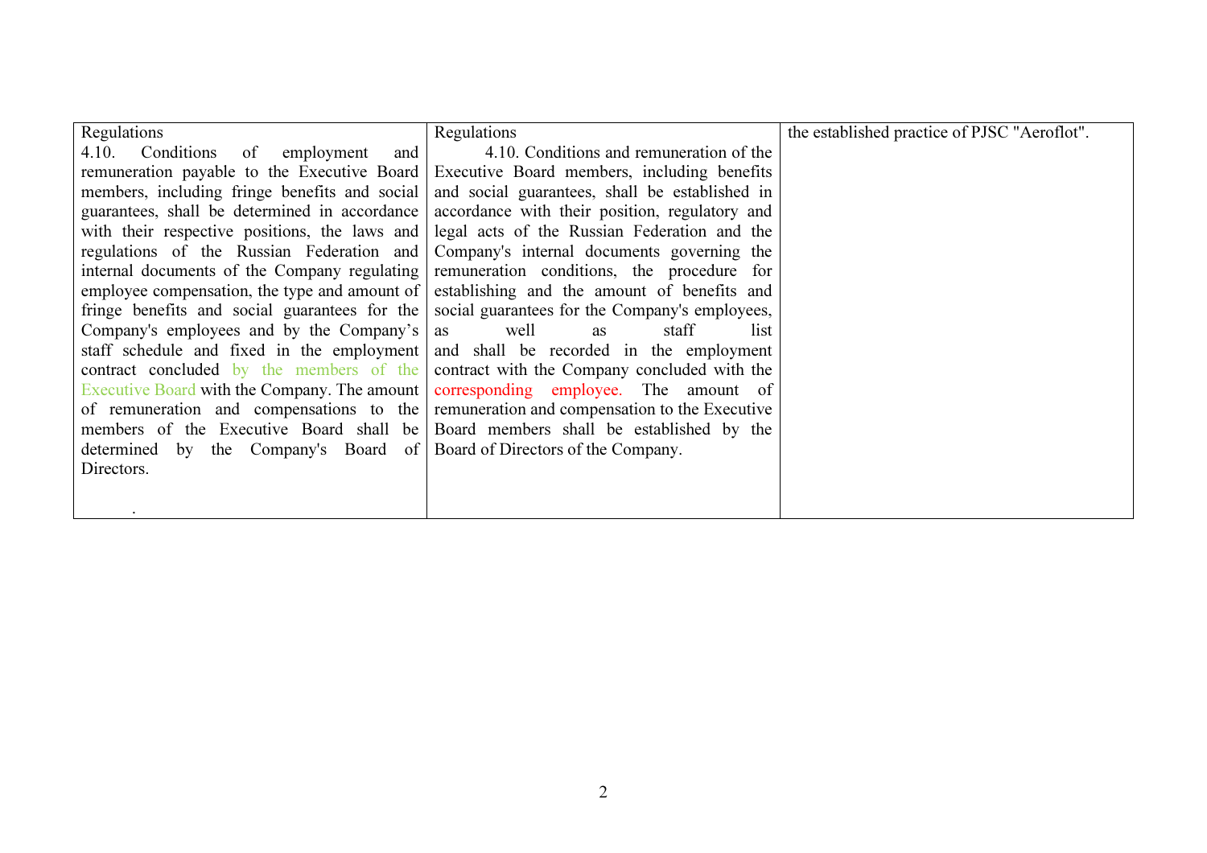| | | |
|---|---|---|
| Regulations<br>4.10. Conditions of employment and remuneration payable to the Executive Board members, including fringe benefits and social guarantees, shall be determined in accordance with their respective positions, the laws and regulations of the Russian Federation and internal documents of the Company regulating employee compensation, the type and amount of fringe benefits and social guarantees for the Company's employees and by the Company's staff schedule and fixed in the employment contract concluded by the members of the Executive Board with the Company. The amount of remuneration and compensations to the members of the Executive Board shall be determined by the Company's Board of Directors.<br>. | Regulations<br>4.10. Conditions and remuneration of the Executive Board members, including benefits and social guarantees, shall be established in accordance with their position, regulatory and legal acts of the Russian Federation and the Company's internal documents governing the remuneration conditions, the procedure for establishing and the amount of benefits and social guarantees for the Company's employees, as well as staff list and shall be recorded in the employment contract with the Company concluded with the corresponding employee. The amount of remuneration and compensation to the Executive Board members shall be established by the Board of Directors of the Company. | the established practice of PJSC "Aeroflot". |